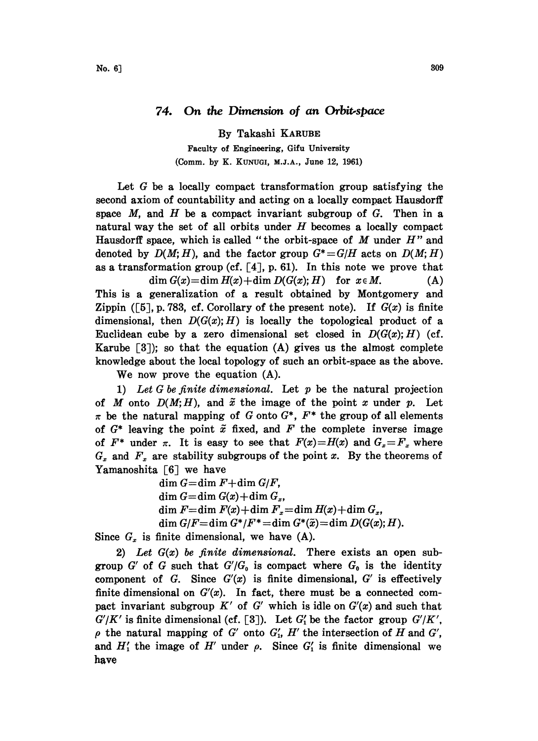# 74. On the Dimension of an Orbit-space

By Takashi KARUBE

Faculty of Engineering, Gifu University

(Comm. by K. KUNUGI, M.J.A., June 12, 1961)

Let $G$ be a locally compact transformation group satisfying the second axiom of countability and acting on a locally compact Hausdorff space $M$, and $H$ be a compact invariant subgroup of $G$. Then in a natural way the set of all orbits under $H$ becomes a locally compact Hausdorff space, which is called "the orbit-space of $M$ under $H$" and denoted by $D(M;H)$, and the factor group $G^*=G/H$ acts on $D(M;H)$ as a transformation group (cf. [4], p. 61). In this note we prove that

$$\dim G(x)=\dim H(x)+\dim D(G(x);H) \quad \text{for } x\in M. \tag{A}$$

This is a generalization of a result obtained by Montgomery and Zippin ([5], p. 783, cf. Corollary of the present note). If $G(x)$ is finite dimensional, then $D(G(x);H)$ is locally the topological product of a Euclidean cube by a zero dimensional set closed in $D(G(x);H)$ (cf. Karube [3]); so that the equation (A) gives us the almost complete knowledge about the local topology of such an orbit-space as the above.

We now prove the equation (A).

1) *Let $G$ be finite dimensional.* Let $p$ be the natural projection of $M$ onto $D(M;H)$, and $\tilde{x}$ the image of the point $x$ under $p$. Let $\pi$ be the natural mapping of $G$ onto $G^*$, $F^*$ the group of all elements of $G^*$ leaving the point $\tilde{x}$ fixed, and $F$ the complete inverse image of $F^*$ under $\pi$. It is easy to see that $F(x)=H(x)$ and $G_x=F_x$ where $G_x$ and $F_x$ are stability subgroups of the point $x$. By the theorems of Yamanoshita [6] we have

$$\dim G=\dim F+\dim G/F,$$

$$\dim G=\dim G(x)+\dim G_x,$$

$$\dim F=\dim F(x)+\dim F_x=\dim H(x)+\dim G_x,$$

$$\dim G/F=\dim G^*/F^*=\dim G^*(\tilde{x})=\dim D(G(x);H).$$

Since $G_x$ is finite dimensional, we have (A).

2) *Let $G(x)$ be finite dimensional.* There exists an open subgroup $G'$ of $G$ such that $G'/G_0$ is compact where $G_0$ is the identity component of $G$. Since $G'(x)$ is finite dimensional, $G'$ is effectively finite dimensional on $G'(x)$. In fact, there must be a connected compact invariant subgroup $K'$ of $G'$ which is idle on $G'(x)$ and such that $G'/K'$ is finite dimensional (cf. [3]). Let $G_1'$ be the factor group $G'/K'$, $\rho$ the natural mapping of $G'$ onto $G_1'$, $H'$ the intersection of $H$ and $G'$, and $H_1'$ the image of $H'$ under $\rho$. Since $G_1'$ is finite dimensional we have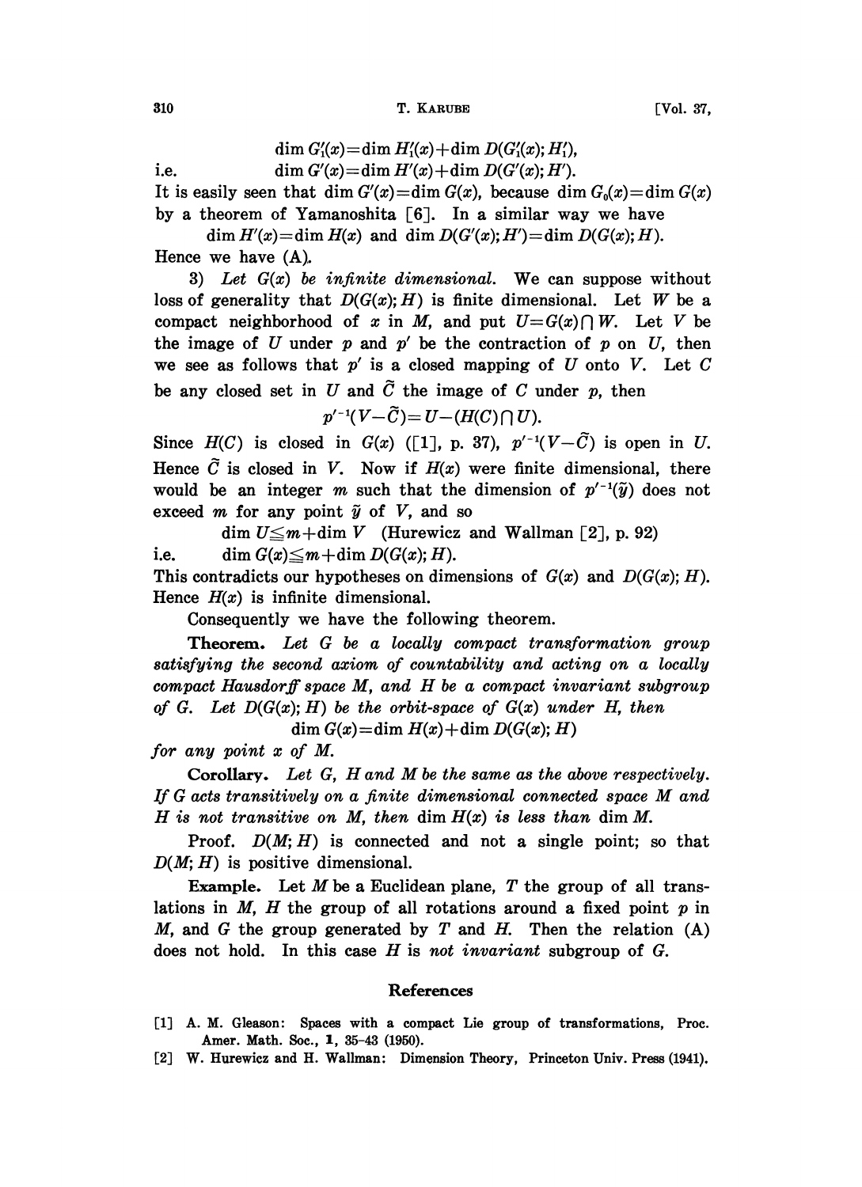$$\dim G'_1(x) = \dim H'_1(x) + \dim D(G'_1(x); H'_1),$$

i.e. $$\dim G'(x) = \dim H'(x) + \dim D(G'(x); H').$$

It is easily seen that $\dim G'(x) = \dim G(x)$, because $\dim G_0(x) = \dim G(x)$ by a theorem of Yamanoshita [6]. In a similar way we have

$$\dim H'(x) = \dim H(x) \text{ and } \dim D(G'(x); H') = \dim D(G(x); H).$$

Hence we have (A).

3) *Let $G(x)$ be infinite dimensional.* We can suppose without loss of generality that $D(G(x); H)$ is finite dimensional. Let $W$ be a compact neighborhood of $x$ in $M$, and put $U = G(x) \cap W$. Let $V$ be the image of $U$ under $p$ and $p'$ be the contraction of $p$ on $U$, then we see as follows that $p'$ is a closed mapping of $U$ onto $V$. Let $C$ be any closed set in $U$ and $\tilde{C}$ the image of $C$ under $p$, then

$$p'^{-1}(V - \tilde{C}) = U - (H(C) \cap U).$$

Since $H(C)$ is closed in $G(x)$ ([1], p. 37), $p'^{-1}(V - \tilde{C})$ is open in $U$. Hence $\tilde{C}$ is closed in $V$. Now if $H(x)$ were finite dimensional, there would be an integer $m$ such that the dimension of $p'^{-1}(\tilde{y})$ does not exceed $m$ for any point $\tilde{y}$ of $V$, and so

$$\dim U \leqq m + \dim V \quad \text{(Hurewicz and Wallman [2], p. 92)}$$

i.e. $$\dim G(x) \leqq m + \dim D(G(x); H).$$

This contradicts our hypotheses on dimensions of $G(x)$ and $D(G(x); H)$. Hence $H(x)$ is infinite dimensional.

Consequently we have the following theorem.

**Theorem.** *Let $G$ be a locally compact transformation group satisfying the second axiom of countability and acting on a locally compact Hausdorff space $M$, and $H$ be a compact invariant subgroup of $G$. Let $D(G(x); H)$ be the orbit-space of $G(x)$ under $H$, then*

$$\dim G(x) = \dim H(x) + \dim D(G(x); H)$$

*for any point $x$ of $M$.*

**Corollary.** *Let $G$, $H$ and $M$ be the same as the above respectively. If $G$ acts transitively on a finite dimensional connected space $M$ and $H$ is not transitive on $M$, then $\dim H(x)$ is less than $\dim M$.*

Proof. $D(M; H)$ is connected and not a single point; so that $D(M; H)$ is positive dimensional.

**Example.** Let $M$ be a Euclidean plane, $T$ the group of all translations in $M$, $H$ the group of all rotations around a fixed point $p$ in $M$, and $G$ the group generated by $T$ and $H$. Then the relation (A) does not hold. In this case $H$ is *not invariant* subgroup of $G$.

## References

[1] A. M. Gleason: Spaces with a compact Lie group of transformations, Proc. Amer. Math. Soc., **1**, 35-43 (1950).

[2] W. Hurewicz and H. Wallman: Dimension Theory, Princeton Univ. Press (1941).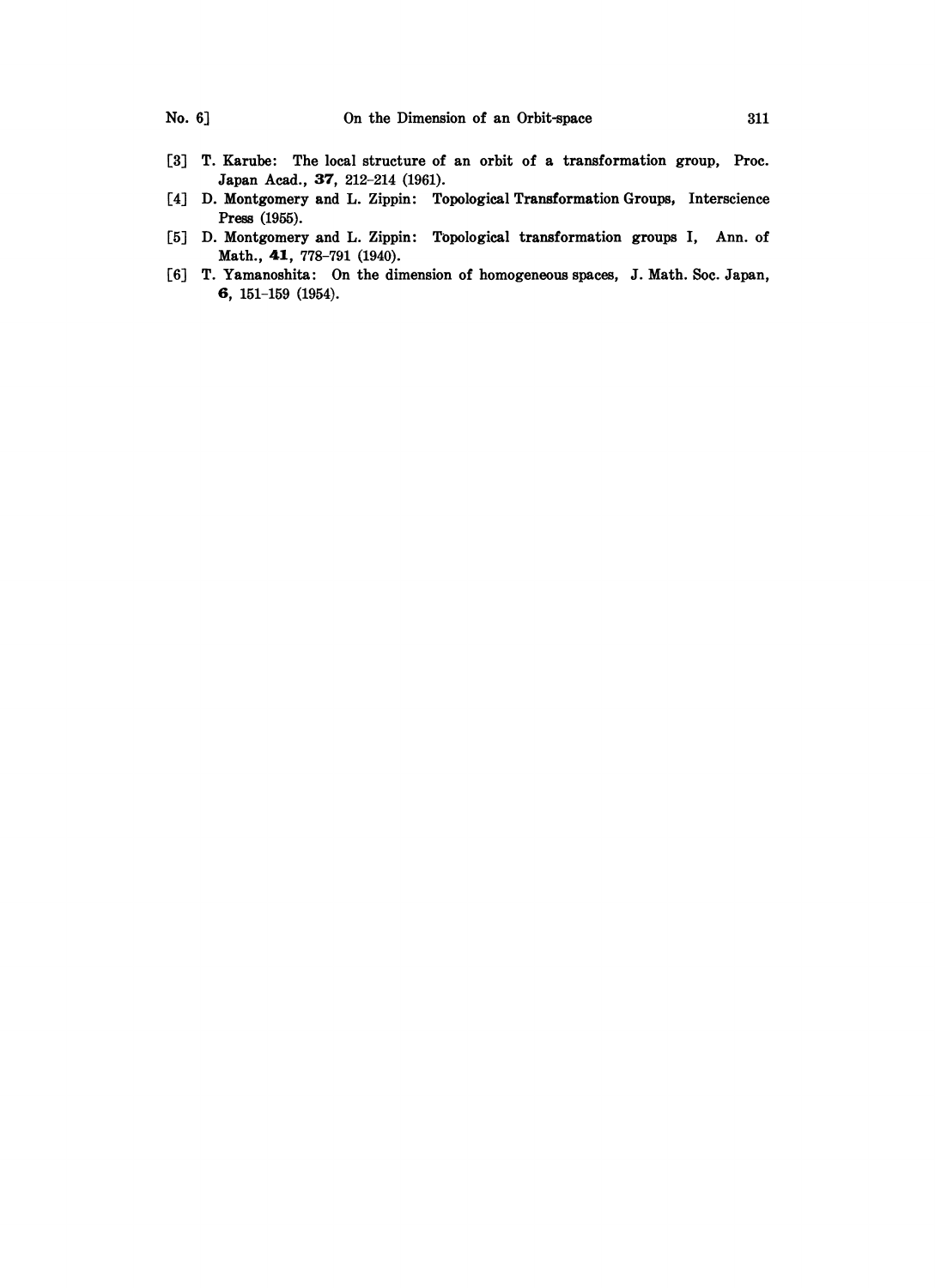[3] T. Karube: The local structure of an orbit of a transformation group, Proc. Japan Acad., **37**, 212–214 (1961).

[4] D. Montgomery and L. Zippin: Topological Transformation Groups, Interscience Press (1955).

[5] D. Montgomery and L. Zippin: Topological transformation groups I, Ann. of Math., **41**, 778–791 (1940).

[6] T. Yamanoshita: On the dimension of homogeneous spaces, J. Math. Soc. Japan, **6**, 151–159 (1954).